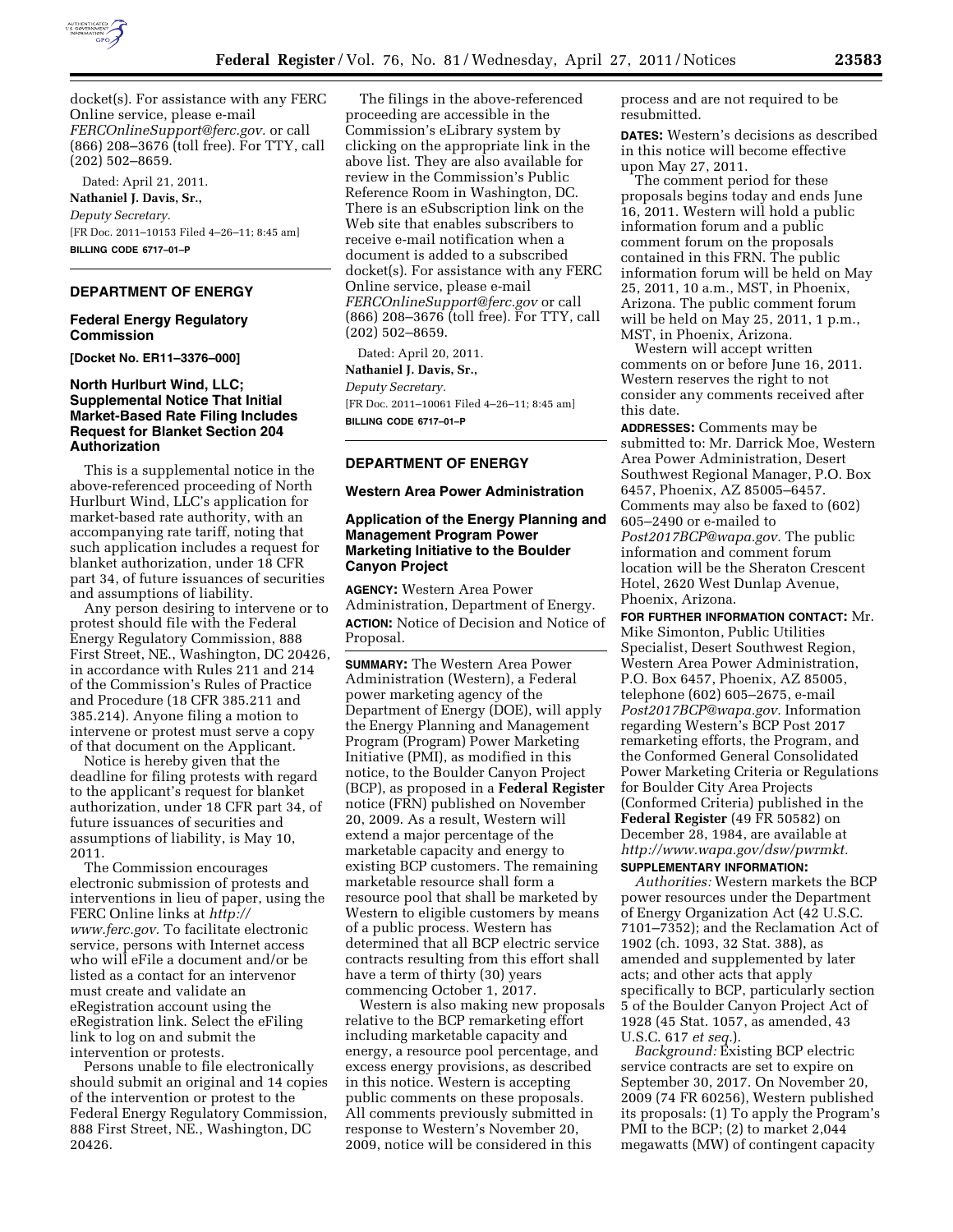docket(s). For assistance with any FERC Online service, please e-mail *FERCOnlineSupport@ferc.gov.* or call (866) 208–3676 (toll free). For TTY, call (202) 502–8659.

Dated: April 21, 2011.

**Nathaniel J. Davis, Sr.,**

*Deputy Secretary.*

[FR Doc. 2011–10153 Filed 4–26–11; 8:45 am]

**BILLING CODE 6717–01–P**

## DEPARTMENT OF ENERGY

### Federal Energy Regulatory Commission

**[Docket No. ER11–3376–000]**

### North Hurlburt Wind, LLC; Supplemental Notice That Initial Market-Based Rate Filing Includes Request for Blanket Section 204 Authorization

This is a supplemental notice in the above-referenced proceeding of North Hurlburt Wind, LLC's application for market-based rate authority, with an accompanying rate tariff, noting that such application includes a request for blanket authorization, under 18 CFR part 34, of future issuances of securities and assumptions of liability.

Any person desiring to intervene or to protest should file with the Federal Energy Regulatory Commission, 888 First Street, NE., Washington, DC 20426, in accordance with Rules 211 and 214 of the Commission's Rules of Practice and Procedure (18 CFR 385.211 and 385.214). Anyone filing a motion to intervene or protest must serve a copy of that document on the Applicant.

Notice is hereby given that the deadline for filing protests with regard to the applicant's request for blanket authorization, under 18 CFR part 34, of future issuances of securities and assumptions of liability, is May 10, 2011.

The Commission encourages electronic submission of protests and interventions in lieu of paper, using the FERC Online links at *http://www.ferc.gov.* To facilitate electronic service, persons with Internet access who will eFile a document and/or be listed as a contact for an intervenor must create and validate an eRegistration account using the eRegistration link. Select the eFiling link to log on and submit the intervention or protests.

Persons unable to file electronically should submit an original and 14 copies of the intervention or protest to the Federal Energy Regulatory Commission, 888 First Street, NE., Washington, DC 20426.

The filings in the above-referenced proceeding are accessible in the Commission's eLibrary system by clicking on the appropriate link in the above list. They are also available for review in the Commission's Public Reference Room in Washington, DC. There is an eSubscription link on the Web site that enables subscribers to receive e-mail notification when a document is added to a subscribed docket(s). For assistance with any FERC Online service, please e-mail *FERCOnlineSupport@ferc.gov* or call (866) 208–3676 (toll free). For TTY, call (202) 502–8659.

Dated: April 20, 2011.

**Nathaniel J. Davis, Sr.,**

*Deputy Secretary.*

[FR Doc. 2011–10061 Filed 4–26–11; 8:45 am]

**BILLING CODE 6717–01–P**

## DEPARTMENT OF ENERGY

### Western Area Power Administration

### Application of the Energy Planning and Management Program Power Marketing Initiative to the Boulder Canyon Project

**AGENCY:** Western Area Power Administration, Department of Energy.

**ACTION:** Notice of Decision and Notice of Proposal.

**SUMMARY:** The Western Area Power Administration (Western), a Federal power marketing agency of the Department of Energy (DOE), will apply the Energy Planning and Management Program (Program) Power Marketing Initiative (PMI), as modified in this notice, to the Boulder Canyon Project (BCP), as proposed in a **Federal Register** notice (FRN) published on November 20, 2009. As a result, Western will extend a major percentage of the marketable capacity and energy to existing BCP customers. The remaining marketable resource shall form a resource pool that shall be marketed by Western to eligible customers by means of a public process. Western has determined that all BCP electric service contracts resulting from this effort shall have a term of thirty (30) years commencing October 1, 2017.

Western is also making new proposals relative to the BCP remarketing effort including marketable capacity and energy, a resource pool percentage, and excess energy provisions, as described in this notice. Western is accepting public comments on these proposals. All comments previously submitted in response to Western's November 20, 2009, notice will be considered in this process and are not required to be resubmitted.

**DATES:** Western's decisions as described in this notice will become effective upon May 27, 2011.

The comment period for these proposals begins today and ends June 16, 2011. Western will hold a public information forum and a public comment forum on the proposals contained in this FRN. The public information forum will be held on May 25, 2011, 10 a.m., MST, in Phoenix, Arizona. The public comment forum will be held on May 25, 2011, 1 p.m., MST, in Phoenix, Arizona.

Western will accept written comments on or before June 16, 2011. Western reserves the right to not consider any comments received after this date.

**ADDRESSES:** Comments may be submitted to: Mr. Darrick Moe, Western Area Power Administration, Desert Southwest Regional Manager, P.O. Box 6457, Phoenix, AZ 85005–6457. Comments may also be faxed to (602) 605–2490 or e-mailed to *Post2017BCP@wapa.gov.* The public information and comment forum location will be the Sheraton Crescent Hotel, 2620 West Dunlap Avenue, Phoenix, Arizona.

**FOR FURTHER INFORMATION CONTACT:** Mr. Mike Simonton, Public Utilities Specialist, Desert Southwest Region, Western Area Power Administration, P.O. Box 6457, Phoenix, AZ 85005, telephone (602) 605–2675, e-mail *Post2017BCP@wapa.gov.* Information regarding Western's BCP Post 2017 remarketing efforts, the Program, and the Conformed General Consolidated Power Marketing Criteria or Regulations for Boulder City Area Projects (Conformed Criteria) published in the **Federal Register** (49 FR 50582) on December 28, 1984, are available at *http://www.wapa.gov/dsw/pwrmkt.*

**SUPPLEMENTARY INFORMATION:**

*Authorities:* Western markets the BCP power resources under the Department of Energy Organization Act (42 U.S.C. 7101–7352); and the Reclamation Act of 1902 (ch. 1093, 32 Stat. 388), as amended and supplemented by later acts; and other acts that apply specifically to BCP, particularly section 5 of the Boulder Canyon Project Act of 1928 (45 Stat. 1057, as amended, 43 U.S.C. 617 *et seq.*).

*Background:* Existing BCP electric service contracts are set to expire on September 30, 2017. On November 20, 2009 (74 FR 60256), Western published its proposals: (1) To apply the Program's PMI to the BCP; (2) to market 2,044 megawatts (MW) of contingent capacity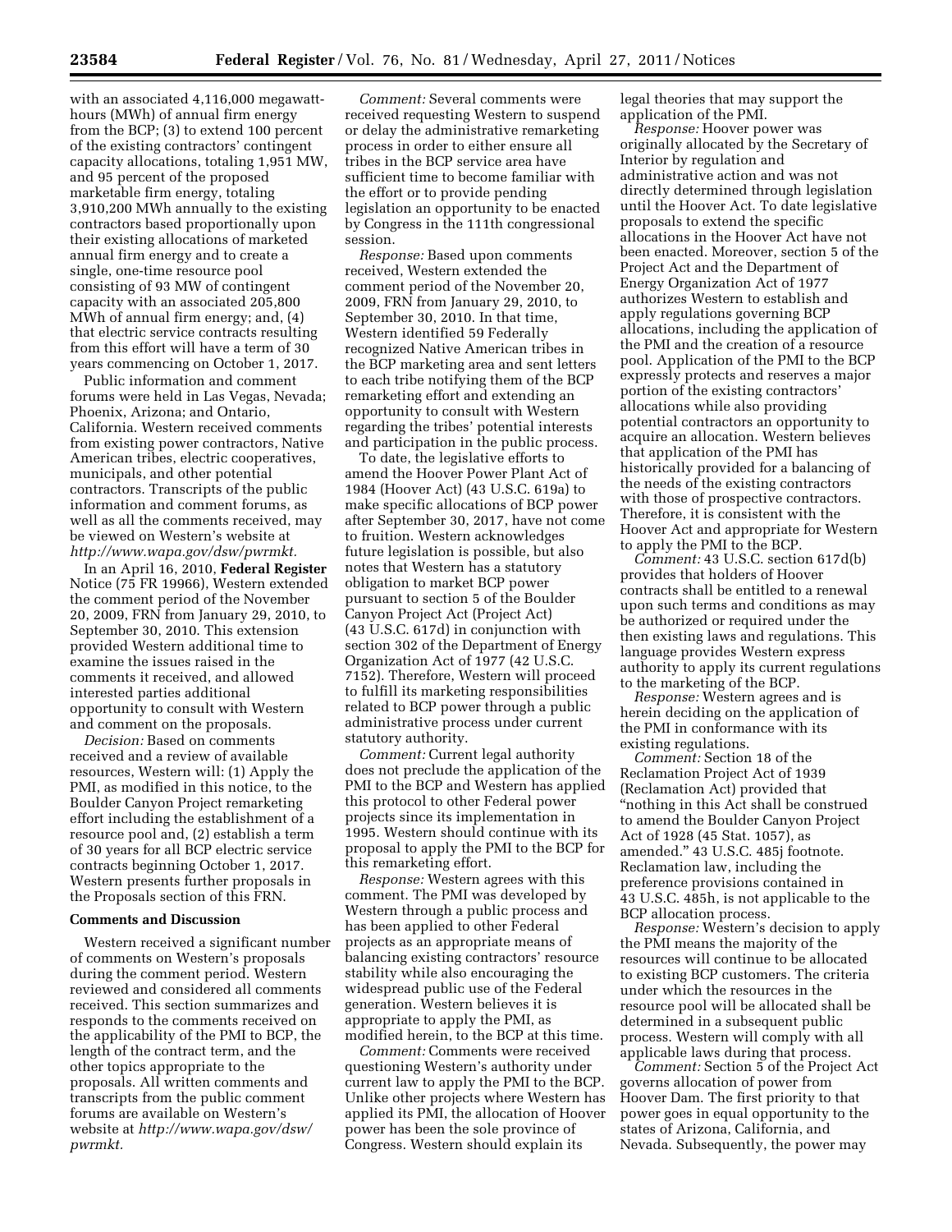with an associated 4,116,000 megawatt-hours (MWh) of annual firm energy from the BCP; (3) to extend 100 percent of the existing contractors' contingent capacity allocations, totaling 1,951 MW, and 95 percent of the proposed marketable firm energy, totaling 3,910,200 MWh annually to the existing contractors based proportionally upon their existing allocations of marketed annual firm energy and to create a single, one-time resource pool consisting of 93 MW of contingent capacity with an associated 205,800 MWh of annual firm energy; and, (4) that electric service contracts resulting from this effort will have a term of 30 years commencing on October 1, 2017.

Public information and comment forums were held in Las Vegas, Nevada; Phoenix, Arizona; and Ontario, California. Western received comments from existing power contractors, Native American tribes, electric cooperatives, municipals, and other potential contractors. Transcripts of the public information and comment forums, as well as all the comments received, may be viewed on Western's website at *http://www.wapa.gov/dsw/pwrmkt.*

In an April 16, 2010, **Federal Register** Notice (75 FR 19966), Western extended the comment period of the November 20, 2009, FRN from January 29, 2010, to September 30, 2010. This extension provided Western additional time to examine the issues raised in the comments it received, and allowed interested parties additional opportunity to consult with Western and comment on the proposals.

*Decision:* Based on comments received and a review of available resources, Western will: (1) Apply the PMI, as modified in this notice, to the Boulder Canyon Project remarketing effort including the establishment of a resource pool and, (2) establish a term of 30 years for all BCP electric service contracts beginning October 1, 2017. Western presents further proposals in the Proposals section of this FRN.

**Comments and Discussion**

Western received a significant number of comments on Western's proposals during the comment period. Western reviewed and considered all comments received. This section summarizes and responds to the comments received on the applicability of the PMI to BCP, the length of the contract term, and the other topics appropriate to the proposals. All written comments and transcripts from the public comment forums are available on Western's website at *http://www.wapa.gov/dsw/pwrmkt.*

*Comment:* Several comments were received requesting Western to suspend or delay the administrative remarketing process in order to either ensure all tribes in the BCP service area have sufficient time to become familiar with the effort or to provide pending legislation an opportunity to be enacted by Congress in the 111th congressional session.

*Response:* Based upon comments received, Western extended the comment period of the November 20, 2009, FRN from January 29, 2010, to September 30, 2010. In that time, Western identified 59 Federally recognized Native American tribes in the BCP marketing area and sent letters to each tribe notifying them of the BCP remarketing effort and extending an opportunity to consult with Western regarding the tribes' potential interests and participation in the public process.

To date, the legislative efforts to amend the Hoover Power Plant Act of 1984 (Hoover Act) (43 U.S.C. 619a) to make specific allocations of BCP power after September 30, 2017, have not come to fruition. Western acknowledges future legislation is possible, but also notes that Western has a statutory obligation to market BCP power pursuant to section 5 of the Boulder Canyon Project Act (Project Act) (43 U.S.C. 617d) in conjunction with section 302 of the Department of Energy Organization Act of 1977 (42 U.S.C. 7152). Therefore, Western will proceed to fulfill its marketing responsibilities related to BCP power through a public administrative process under current statutory authority.

*Comment:* Current legal authority does not preclude the application of the PMI to the BCP and Western has applied this protocol to other Federal power projects since its implementation in 1995. Western should continue with its proposal to apply the PMI to the BCP for this remarketing effort.

*Response:* Western agrees with this comment. The PMI was developed by Western through a public process and has been applied to other Federal projects as an appropriate means of balancing existing contractors' resource stability while also encouraging the widespread public use of the Federal generation. Western believes it is appropriate to apply the PMI, as modified herein, to the BCP at this time.

*Comment:* Comments were received questioning Western's authority under current law to apply the PMI to the BCP. Unlike other projects where Western has applied its PMI, the allocation of Hoover power has been the sole province of Congress. Western should explain its legal theories that may support the application of the PMI.

*Response:* Hoover power was originally allocated by the Secretary of Interior by regulation and administrative action and was not directly determined through legislation until the Hoover Act. To date legislative proposals to extend the specific allocations in the Hoover Act have not been enacted. Moreover, section 5 of the Project Act and the Department of Energy Organization Act of 1977 authorizes Western to establish and apply regulations governing BCP allocations, including the application of the PMI and the creation of a resource pool. Application of the PMI to the BCP expressly protects and reserves a major portion of the existing contractors' allocations while also providing potential contractors an opportunity to acquire an allocation. Western believes that application of the PMI has historically provided for a balancing of the needs of the existing contractors with those of prospective contractors. Therefore, it is consistent with the Hoover Act and appropriate for Western to apply the PMI to the BCP.

*Comment:* 43 U.S.C. section 617d(b) provides that holders of Hoover contracts shall be entitled to a renewal upon such terms and conditions as may be authorized or required under the then existing laws and regulations. This language provides Western express authority to apply its current regulations to the marketing of the BCP.

*Response:* Western agrees and is herein deciding on the application of the PMI in conformance with its existing regulations.

*Comment:* Section 18 of the Reclamation Project Act of 1939 (Reclamation Act) provided that "nothing in this Act shall be construed to amend the Boulder Canyon Project Act of 1928 (45 Stat. 1057), as amended." 43 U.S.C. 485j footnote. Reclamation law, including the preference provisions contained in 43 U.S.C. 485h, is not applicable to the BCP allocation process.

*Response:* Western's decision to apply the PMI means the majority of the resources will continue to be allocated to existing BCP customers. The criteria under which the resources in the resource pool will be allocated shall be determined in a subsequent public process. Western will comply with all applicable laws during that process.

*Comment:* Section 5 of the Project Act governs allocation of power from Hoover Dam. The first priority to that power goes in equal opportunity to the states of Arizona, California, and Nevada. Subsequently, the power may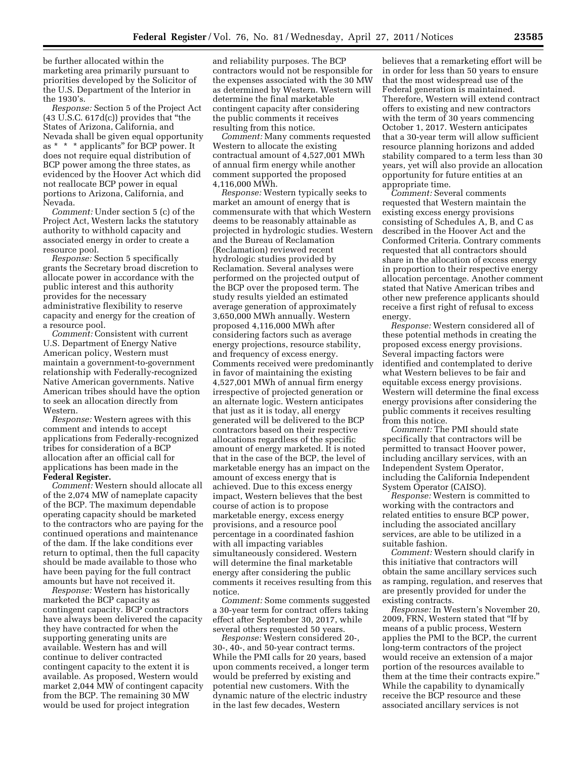be further allocated within the marketing area primarily pursuant to priorities developed by the Solicitor of the U.S. Department of the Interior in the 1930's.

*Response:* Section 5 of the Project Act (43 U.S.C. 617d(c)) provides that "the States of Arizona, California, and Nevada shall be given equal opportunity as * * * applicants" for BCP power. It does not require equal distribution of BCP power among the three states, as evidenced by the Hoover Act which did not reallocate BCP power in equal portions to Arizona, California, and Nevada.

*Comment:* Under section 5 (c) of the Project Act, Western lacks the statutory authority to withhold capacity and associated energy in order to create a resource pool.

*Response:* Section 5 specifically grants the Secretary broad discretion to allocate power in accordance with the public interest and this authority provides for the necessary administrative flexibility to reserve capacity and energy for the creation of a resource pool.

*Comment:* Consistent with current U.S. Department of Energy Native American policy, Western must maintain a government-to-government relationship with Federally-recognized Native American governments. Native American tribes should have the option to seek an allocation directly from Western.

*Response:* Western agrees with this comment and intends to accept applications from Federally-recognized tribes for consideration of a BCP allocation after an official call for applications has been made in the **Federal Register.**

*Comment:* Western should allocate all of the 2,074 MW of nameplate capacity of the BCP. The maximum dependable operating capacity should be marketed to the contractors who are paying for the continued operations and maintenance of the dam. If the lake conditions ever return to optimal, then the full capacity should be made available to those who have been paying for the full contract amounts but have not received it.

*Response:* Western has historically marketed the BCP capacity as contingent capacity. BCP contractors have always been delivered the capacity they have contracted for when the supporting generating units are available. Western has and will continue to deliver contracted contingent capacity to the extent it is available. As proposed, Western would market 2,044 MW of contingent capacity from the BCP. The remaining 30 MW would be used for project integration and reliability purposes. The BCP contractors would not be responsible for the expenses associated with the 30 MW as determined by Western. Western will determine the final marketable contingent capacity after considering the public comments it receives resulting from this notice.

*Comment:* Many comments requested Western to allocate the existing contractual amount of 4,527,001 MWh of annual firm energy while another comment supported the proposed 4,116,000 MWh.

*Response:* Western typically seeks to market an amount of energy that is commensurate with that which Western deems to be reasonably attainable as projected in hydrologic studies. Western and the Bureau of Reclamation (Reclamation) reviewed recent hydrologic studies provided by Reclamation. Several analyses were performed on the projected output of the BCP over the proposed term. The study results yielded an estimated average generation of approximately 3,650,000 MWh annually. Western proposed 4,116,000 MWh after considering factors such as average energy projections, resource stability, and frequency of excess energy. Comments received were predominantly in favor of maintaining the existing 4,527,001 MWh of annual firm energy irrespective of projected generation or an alternate logic. Western anticipates that just as it is today, all energy generated will be delivered to the BCP contractors based on their respective allocations regardless of the specific amount of energy marketed. It is noted that in the case of the BCP, the level of marketable energy has an impact on the amount of excess energy that is achieved. Due to this excess energy impact, Western believes that the best course of action is to propose marketable energy, excess energy provisions, and a resource pool percentage in a coordinated fashion with all impacting variables simultaneously considered. Western will determine the final marketable energy after considering the public comments it receives resulting from this notice.

*Comment:* Some comments suggested a 30-year term for contract offers taking effect after September 30, 2017, while several others requested 50 years.

*Response:* Western considered 20-, 30-, 40-, and 50-year contract terms. While the PMI calls for 20 years, based upon comments received, a longer term would be preferred by existing and potential new customers. With the dynamic nature of the electric industry in the last few decades, Western believes that a remarketing effort will be in order for less than 50 years to ensure that the most widespread use of the Federal generation is maintained. Therefore, Western will extend contract offers to existing and new contractors with the term of 30 years commencing October 1, 2017. Western anticipates that a 30-year term will allow sufficient resource planning horizons and added stability compared to a term less than 30 years, yet will also provide an allocation opportunity for future entities at an appropriate time.

*Comment:* Several comments requested that Western maintain the existing excess energy provisions consisting of Schedules A, B, and C as described in the Hoover Act and the Conformed Criteria. Contrary comments requested that all contractors should share in the allocation of excess energy in proportion to their respective energy allocation percentage. Another comment stated that Native American tribes and other new preference applicants should receive a first right of refusal to excess energy.

*Response:* Western considered all of these potential methods in creating the proposed excess energy provisions. Several impacting factors were identified and contemplated to derive what Western believes to be fair and equitable excess energy provisions. Western will determine the final excess energy provisions after considering the public comments it receives resulting from this notice.

*Comment:* The PMI should state specifically that contractors will be permitted to transact Hoover power, including ancillary services, with an Independent System Operator, including the California Independent System Operator (CAISO).

*Response:* Western is committed to working with the contractors and related entities to ensure BCP power, including the associated ancillary services, are able to be utilized in a suitable fashion.

*Comment:* Western should clarify in this initiative that contractors will obtain the same ancillary services such as ramping, regulation, and reserves that are presently provided for under the existing contracts.

*Response:* In Western's November 20, 2009, FRN, Western stated that "If by means of a public process, Western applies the PMI to the BCP, the current long-term contractors of the project would receive an extension of a major portion of the resources available to them at the time their contracts expire." While the capability to dynamically receive the BCP resource and these associated ancillary services is not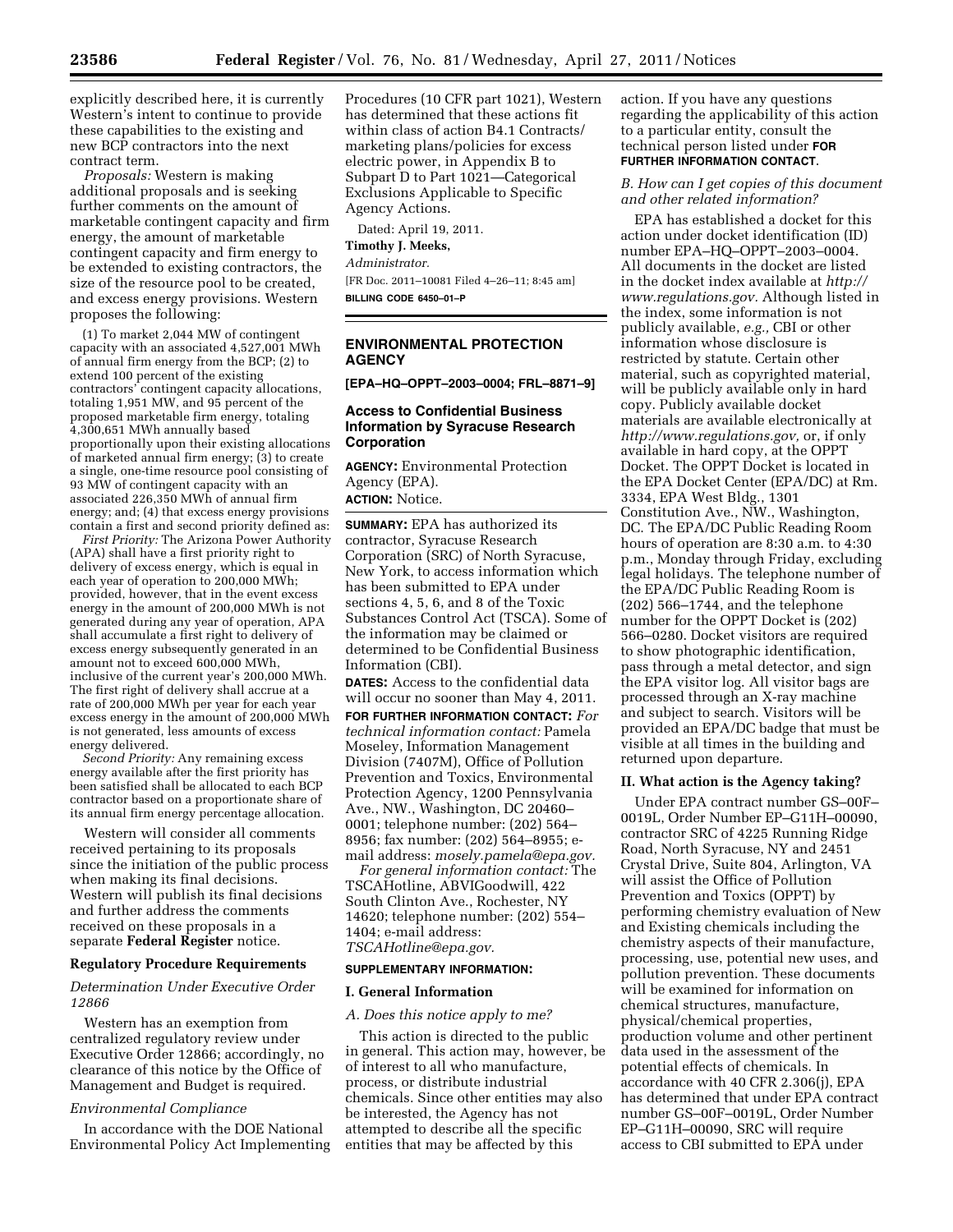explicitly described here, it is currently Western's intent to continue to provide these capabilities to the existing and new BCP contractors into the next contract term.

*Proposals:* Western is making additional proposals and is seeking further comments on the amount of marketable contingent capacity and firm energy, the amount of marketable contingent capacity and firm energy to be extended to existing contractors, the size of the resource pool to be created, and excess energy provisions. Western proposes the following:

(1) To market 2,044 MW of contingent capacity with an associated 4,527,001 MWh of annual firm energy from the BCP; (2) to extend 100 percent of the existing contractors' contingent capacity allocations, totaling 1,951 MW, and 95 percent of the proposed marketable firm energy, totaling 4,300,651 MWh annually based proportionally upon their existing allocations of marketed annual firm energy; (3) to create a single, one-time resource pool consisting of 93 MW of contingent capacity with an associated 226,350 MWh of annual firm energy; and; (4) that excess energy provisions contain a first and second priority defined as:

*First Priority:* The Arizona Power Authority (APA) shall have a first priority right to delivery of excess energy, which is equal in each year of operation to 200,000 MWh; provided, however, that in the event excess energy in the amount of 200,000 MWh is not generated during any year of operation, APA shall accumulate a first right to delivery of excess energy subsequently generated in an amount not to exceed 600,000 MWh, inclusive of the current year's 200,000 MWh. The first right of delivery shall accrue at a rate of 200,000 MWh per year for each year excess energy in the amount of 200,000 MWh is not generated, less amounts of excess energy delivered.

*Second Priority:* Any remaining excess energy available after the first priority has been satisfied shall be allocated to each BCP contractor based on a proportionate share of its annual firm energy percentage allocation.

Western will consider all comments received pertaining to its proposals since the initiation of the public process when making its final decisions. Western will publish its final decisions and further address the comments received on these proposals in a separate **Federal Register** notice.

### Regulatory Procedure Requirements

*Determination Under Executive Order 12866*

Western has an exemption from centralized regulatory review under Executive Order 12866; accordingly, no clearance of this notice by the Office of Management and Budget is required.

*Environmental Compliance*

In accordance with the DOE National Environmental Policy Act Implementing Procedures (10 CFR part 1021), Western has determined that these actions fit within class of action B4.1 Contracts/marketing plans/policies for excess electric power, in Appendix B to Subpart D to Part 1021—Categorical Exclusions Applicable to Specific Agency Actions.

Dated: April 19, 2011.

**Timothy J. Meeks,**

*Administrator.*

[FR Doc. 2011–10081 Filed 4–26–11; 8:45 am]

**BILLING CODE 6450–01–P**

## ENVIRONMENTAL PROTECTION AGENCY

**[EPA–HQ–OPPT–2003–0004; FRL–8871–9]**

## Access to Confidential Business Information by Syracuse Research Corporation

**AGENCY:** Environmental Protection Agency (EPA).

**ACTION:** Notice.

**SUMMARY:** EPA has authorized its contractor, Syracuse Research Corporation (SRC) of North Syracuse, New York, to access information which has been submitted to EPA under sections 4, 5, 6, and 8 of the Toxic Substances Control Act (TSCA). Some of the information may be claimed or determined to be Confidential Business Information (CBI).

**DATES:** Access to the confidential data will occur no sooner than May 4, 2011.

**FOR FURTHER INFORMATION CONTACT:** *For technical information contact:* Pamela Moseley, Information Management Division (7407M), Office of Pollution Prevention and Toxics, Environmental Protection Agency, 1200 Pennsylvania Ave., NW., Washington, DC 20460–0001; telephone number: (202) 564–8956; fax number: (202) 564–8955; e-mail address: *mosely.pamela@epa.gov.*

*For general information contact:* The TSCAHotline, ABVIGoodwill, 422 South Clinton Ave., Rochester, NY 14620; telephone number: (202) 554–1404; e-mail address: *TSCAHotline@epa.gov.*

**SUPPLEMENTARY INFORMATION:**

### I. General Information

*A. Does this notice apply to me?*

This action is directed to the public in general. This action may, however, be of interest to all who manufacture, process, or distribute industrial chemicals. Since other entities may also be interested, the Agency has not attempted to describe all the specific entities that may be affected by this action. If you have any questions regarding the applicability of this action to a particular entity, consult the technical person listed under **FOR FURTHER INFORMATION CONTACT**.

*B. How can I get copies of this document and other related information?*

EPA has established a docket for this action under docket identification (ID) number EPA–HQ–OPPT–2003–0004. All documents in the docket are listed in the docket index available at *http://www.regulations.gov.* Although listed in the index, some information is not publicly available, *e.g.,* CBI or other information whose disclosure is restricted by statute. Certain other material, such as copyrighted material, will be publicly available only in hard copy. Publicly available docket materials are available electronically at *http://www.regulations.gov,* or, if only available in hard copy, at the OPPT Docket. The OPPT Docket is located in the EPA Docket Center (EPA/DC) at Rm. 3334, EPA West Bldg., 1301 Constitution Ave., NW., Washington, DC. The EPA/DC Public Reading Room hours of operation are 8:30 a.m. to 4:30 p.m., Monday through Friday, excluding legal holidays. The telephone number of the EPA/DC Public Reading Room is (202) 566–1744, and the telephone number for the OPPT Docket is (202) 566–0280. Docket visitors are required to show photographic identification, pass through a metal detector, and sign the EPA visitor log. All visitor bags are processed through an X-ray machine and subject to search. Visitors will be provided an EPA/DC badge that must be visible at all times in the building and returned upon departure.

### II. What action is the Agency taking?

Under EPA contract number GS–00F–0019L, Order Number EP–G11H–00090, contractor SRC of 4225 Running Ridge Road, North Syracuse, NY and 2451 Crystal Drive, Suite 804, Arlington, VA will assist the Office of Pollution Prevention and Toxics (OPPT) by performing chemistry evaluation of New and Existing chemicals including the chemistry aspects of their manufacture, processing, use, potential new uses, and pollution prevention. These documents will be examined for information on chemical structures, manufacture, physical/chemical properties, production volume and other pertinent data used in the assessment of the potential effects of chemicals. In accordance with 40 CFR 2.306(j), EPA has determined that under EPA contract number GS–00F–0019L, Order Number EP–G11H–00090, SRC will require access to CBI submitted to EPA under